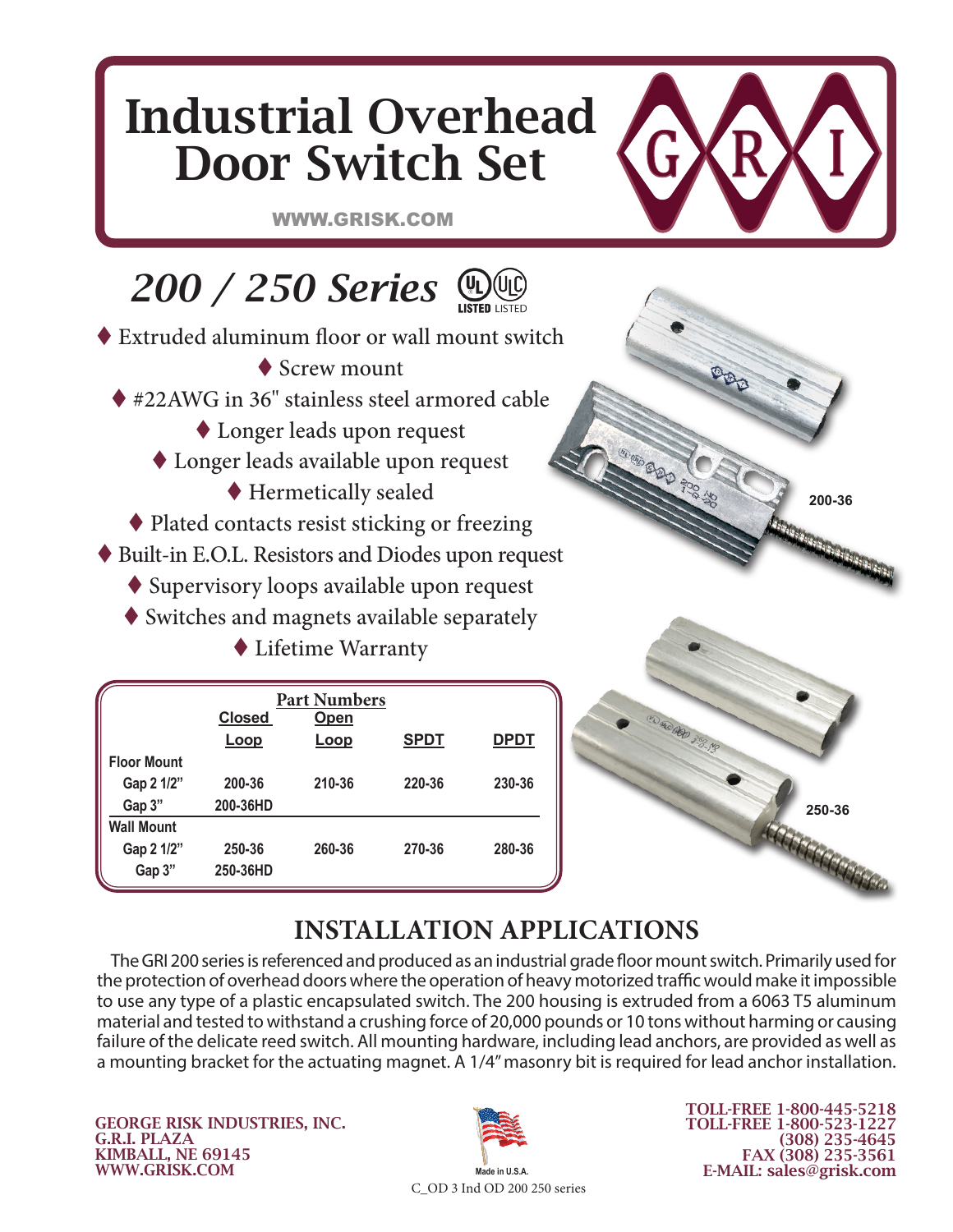# Industrial Overhead Door Switch Set

WWW.GRISK.COM

## 200 / 250 Series

UL LISTED ULC LISTED

- Extruded aluminum floor or wall mount switch
- Screw mount
- #22AWG in 36" stainless steel armored cable
- Longer leads upon request
- Longer leads available upon request
- Hermetically sealed
- Plated contacts resist sticking or freezing
- Built-in E.O.L. Resistors and Diodes upon request
- Supervisory loops available upon request
- Switches and magnets available separately
- Lifetime Warranty

200-36

250-36

| Part Numbers | Closed Loop | Open Loop | SPDT | DPDT |
|---|---|---|---|---|
| **Floor Mount** | | | | |
| Gap 2 1/2" | 200-36 | 210-36 | 220-36 | 230-36 |
| Gap 3" | 200-36HD | | | |
| **Wall Mount** | | | | |
| Gap 2 1/2" | 250-36 | 260-36 | 270-36 | 280-36 |
| Gap 3" | 250-36HD | | | |

## INSTALLATION APPLICATIONS

The GRI 200 series is referenced and produced as an industrial grade floor mount switch. Primarily used for the protection of overhead doors where the operation of heavy motorized traffic would make it impossible to use any type of a plastic encapsulated switch. The 200 housing is extruded from a 6063 T5 aluminum material and tested to withstand a crushing force of 20,000 pounds or 10 tons without harming or causing failure of the delicate reed switch. All mounting hardware, including lead anchors, are provided as well as a mounting bracket for the actuating magnet. A 1/4" masonry bit is required for lead anchor installation.

GEORGE RISK INDUSTRIES, INC.
G.R.I. PLAZA
KIMBALL, NE 69145
WWW.GRISK.COM

Made in U.S.A.

C_OD 3 Ind OD 200 250 series

TOLL-FREE 1-800-445-5218
TOLL-FREE 1-800-523-1227
(308) 235-4645
FAX (308) 235-3561
E-MAIL: sales@grisk.com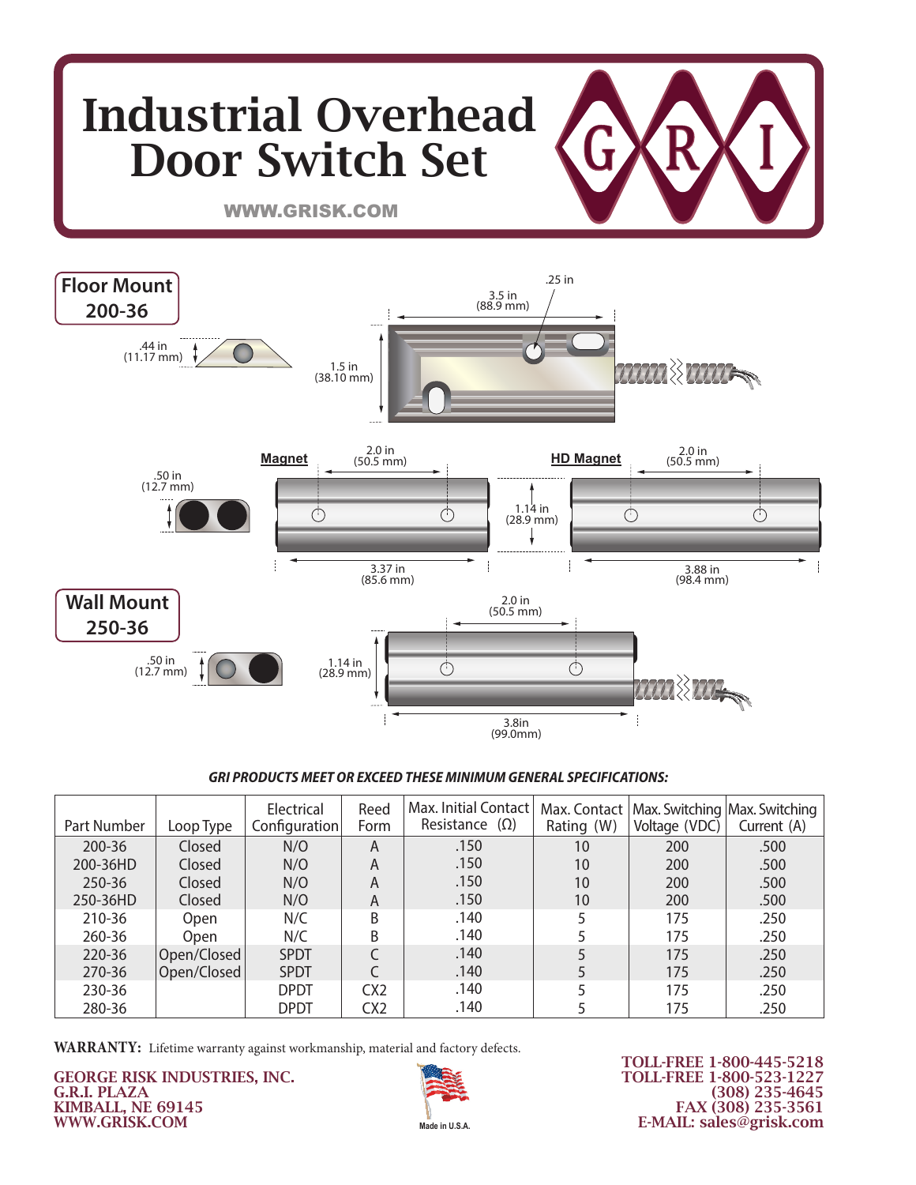# Industrial Overhead Door Switch Set

WWW.GRISK.COM

GRI

**Floor Mount 200-36**

.44 in
(11.17 mm)

3.5 in
(88.9 mm)

.25 in

1.5 in
(38.10 mm)

**Magnet**

2.0 in
(50.5 mm)

.50 in
(12.7 mm)

1.14 in
(28.9 mm)

3.37 in
(85.6 mm)

**HD Magnet**

2.0 in
(50.5 mm)

3.88 in
(98.4 mm)

**Wall Mount 250-36**

.50 in
(12.7 mm)

2.0 in
(50.5 mm)

1.14 in
(28.9 mm)

3.8in
(99.0mm)

***GRI PRODUCTS MEET OR EXCEED THESE MINIMUM GENERAL SPECIFICATIONS:***

| Part Number | Loop Type | Electrical Configuration | Reed Form | Max. Initial Contact Resistance (Ω) | Max. Contact Rating (W) | Max. Switching Voltage (VDC) | Max. Switching Current (A) |
|---|---|---|---|---|---|---|---|
| 200-36 | Closed | N/O | A | .150 | 10 | 200 | .500 |
| 200-36HD | Closed | N/O | A | .150 | 10 | 200 | .500 |
| 250-36 | Closed | N/O | A | .150 | 10 | 200 | .500 |
| 250-36HD | Closed | N/O | A | .150 | 10 | 200 | .500 |
| 210-36 | Open | N/C | B | .140 | 5 | 175 | .250 |
| 260-36 | Open | N/C | B | .140 | 5 | 175 | .250 |
| 220-36 | Open/Closed | SPDT | C | .140 | 5 | 175 | .250 |
| 270-36 | Open/Closed | SPDT | C | .140 | 5 | 175 | .250 |
| 230-36 | | DPDT | CX2 | .140 | 5 | 175 | .250 |
| 280-36 | | DPDT | CX2 | .140 | 5 | 175 | .250 |

**WARRANTY:** Lifetime warranty against workmanship, material and factory defects.

**GEORGE RISK INDUSTRIES, INC.**
**G.R.I. PLAZA**
**KIMBALL, NE 69145**
**WWW.GRISK.COM**

Made in U.S.A.

**TOLL-FREE 1-800-445-5218**
**TOLL-FREE 1-800-523-1227**
**(308) 235-4645**
**FAX (308) 235-3561**
**E-MAIL: sales@grisk.com**